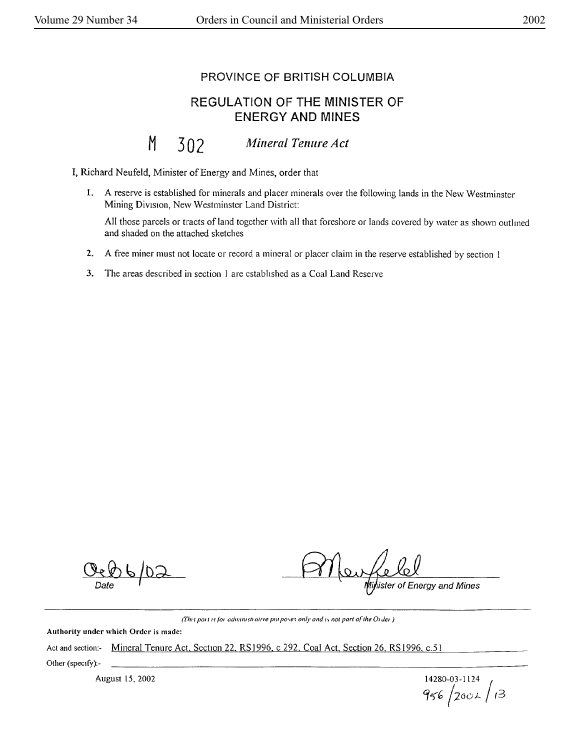## PROVINCE OF BRITISH COLUMBIA

## REGULATION OF THE MINISTER OF ENERGY AND MINES

M 302 *Mineral Tenure Act*

I, Richard Neufeld, Minister of Energy and Mines, order that

1. A reserve is established for minerals and placer minerals over the following lands in the New Westminster Mining Division, New Westminster Land District:

   All those parcels or tracts of land together with all that foreshore or lands covered by water as shown outlined and shaded on the attached sketches

2. A free miner must not locate or record a mineral or placer claim in the reserve established by section 1

3. The areas described in section 1 are established as a Coal Land Reserve

Oct 6/02
Date

Minister of Energy and Mines

*(This part is for administrative purposes only and is not part of the Order.)*

**Authority under which Order is made:**

Act and section:- Mineral Tenure Act, Section 22, RS1996, c 292, Coal Act, Section 26, RS1996, c.51

Other (specify):-

August 15, 2002

14280-03-1124
956/2002/13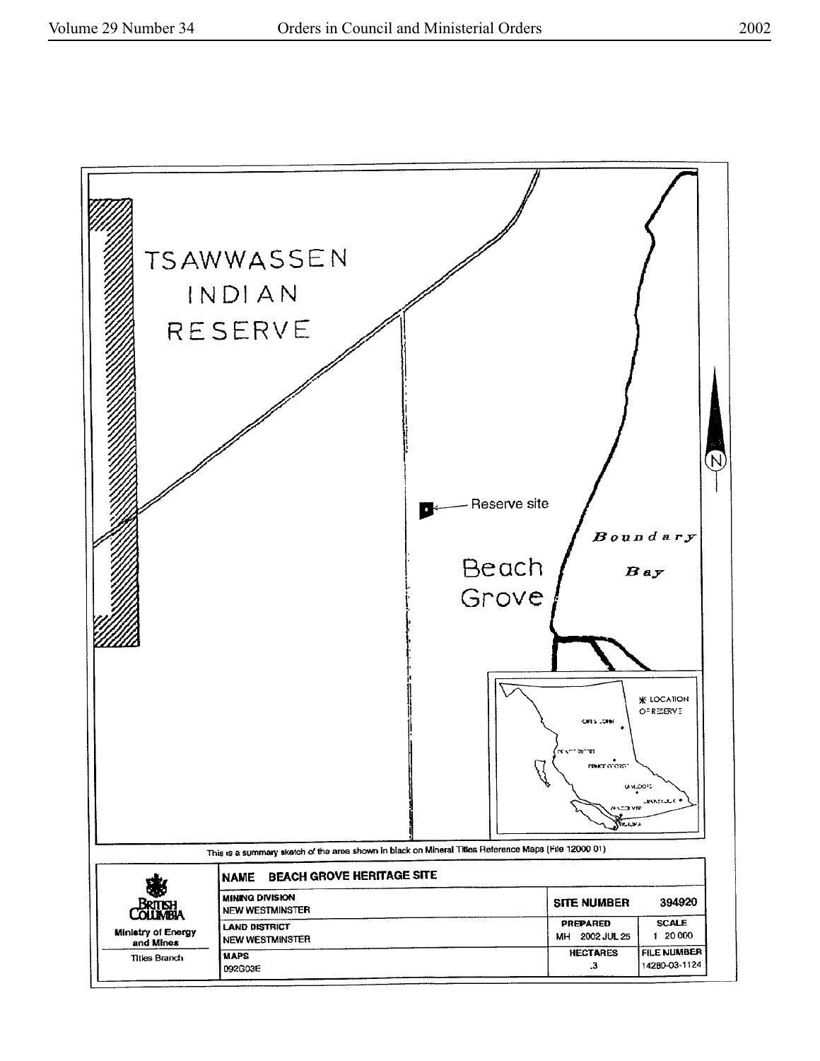TSAWWASSEN INDIAN RESERVE

Reserve site

Beach Grove

*Boundary Bay*

N

LOCATION OF RESERVE

This is a summary sketch of the area shown in black on Mineral Titles Reference Maps (File 12000 01)

| British Columbia Ministry of Energy and Mines, Titles Branch | NAME BEACH GROVE HERITAGE SITE | | |
|---|---|---|---|
| | MINING DIVISION NEW WESTMINSTER | SITE NUMBER | 394920 |
| | LAND DISTRICT NEW WESTMINSTER | PREPARED MH 2002 JUL 25 | SCALE 1 20 000 |
| | MAPS 092G03E | HECTARES .3 | FILE NUMBER 14280-03-1124 |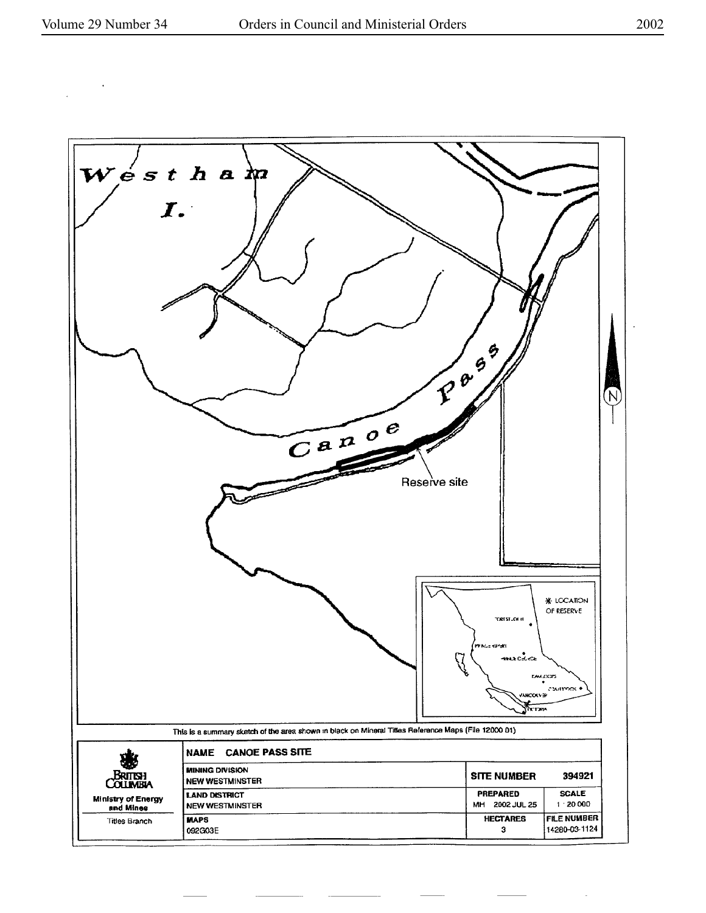West ham I.

Canoe Pass

Reserve site

LOCATION OF RESERVE

This is a summary sketch of the area shown in black on Mineral Titles Reference Maps (File 12000 01)

| British Columbia Ministry of Energy and Mines Titles Branch | NAME CANOE PASS SITE | | |
|---|---|---|---|
| | MINING DIVISION NEW WESTMINSTER | SITE NUMBER | 394921 |
| | LAND DISTRICT NEW WESTMINSTER | PREPARED MH 2002 JUL 25 | SCALE 1 : 20 000 |
| | MAPS 092G03E | HECTARES 3 | FILE NUMBER 14280-03-1124 |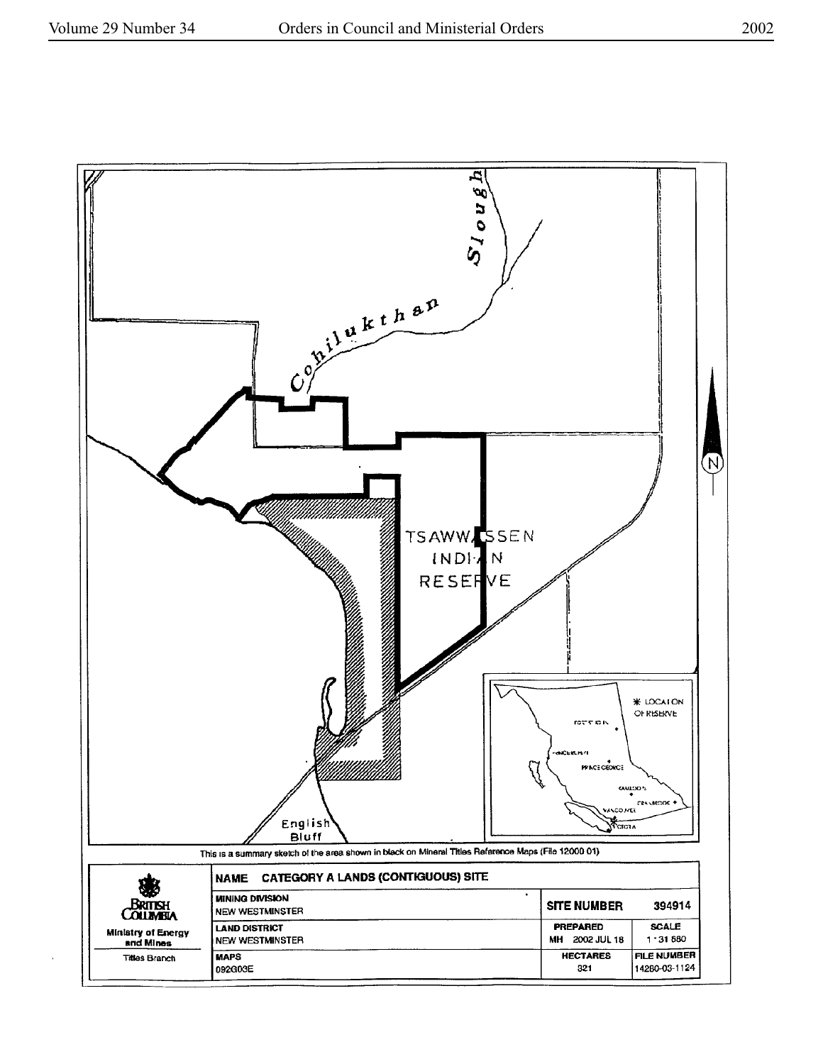This is a summary sketch of the area shown in black on Mineral Titles Reference Maps (File 12000 01)

| British Columbia Ministry of Energy and Mines Titles Branch | NAME CATEGORY A LANDS (CONTIGUOUS) SITE | | |
|---|---|---|---|
| | MINING DIVISION NEW WESTMINSTER | SITE NUMBER | 394914 |
| | LAND DISTRICT NEW WESTMINSTER | PREPARED MH 2002 JUL 18 | SCALE 1 : 31 680 |
| | MAPS 092G03E | HECTARES 321 | FILE NUMBER 14280-03-1124 |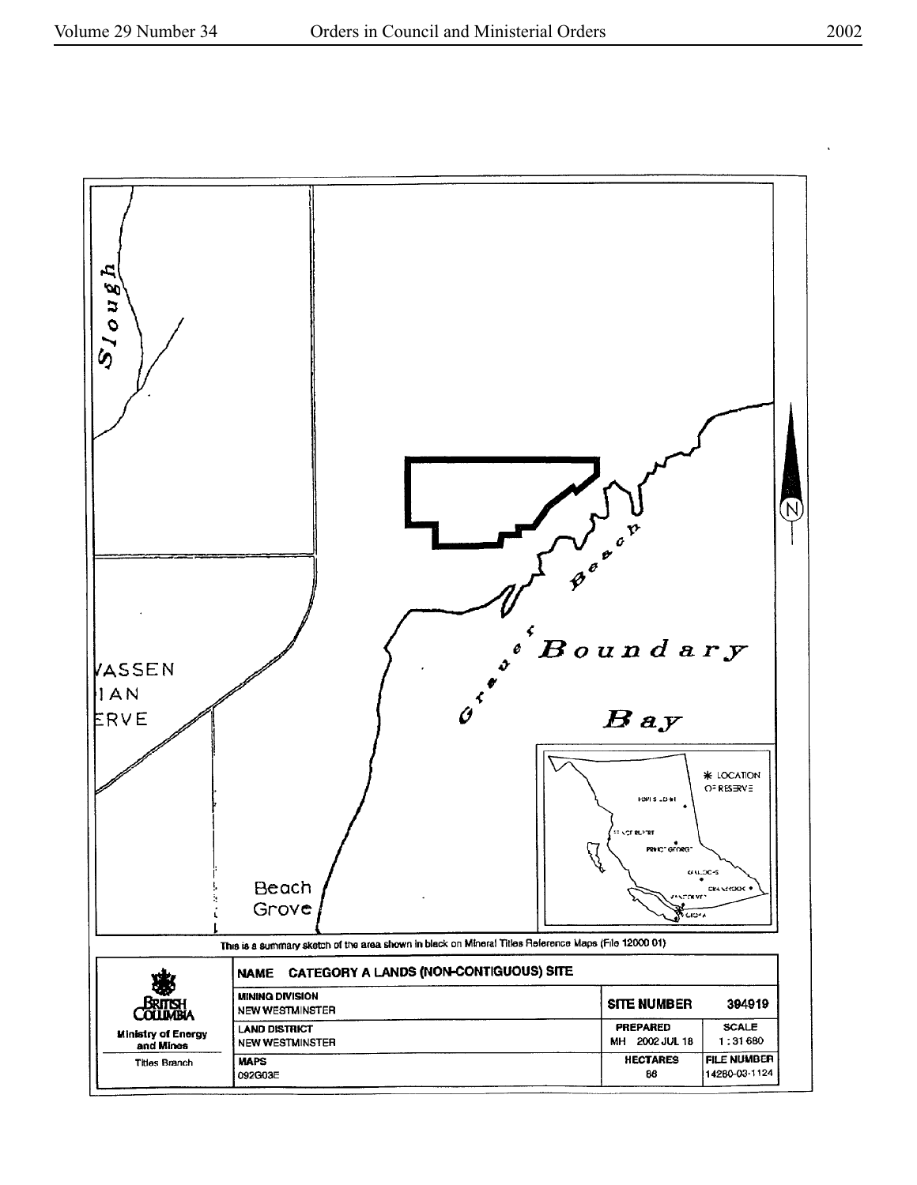Slough

VASSEN
IAN
ERVE

Grauer Beach

Boundary

Bay

Beach
Grove

LOCATION OF RESERVE

This is a summary sketch of the area shown in black on Mineral Titles Reference Maps (File 12000 01)

| | | | |
|---|---|---|---|
| British Columbia Ministry of Energy and Mines Titles Branch | NAME CATEGORY A LANDS (NON-CONTIGUOUS) SITE | | |
| | MINING DIVISION NEW WESTMINSTER | SITE NUMBER | 394919 |
| | LAND DISTRICT NEW WESTMINSTER | PREPARED MH 2002 JUL 18 | SCALE 1 : 31 680 |
| | MAPS 092G03E | HECTARES 68 | FILE NUMBER 14280-03-1124 |